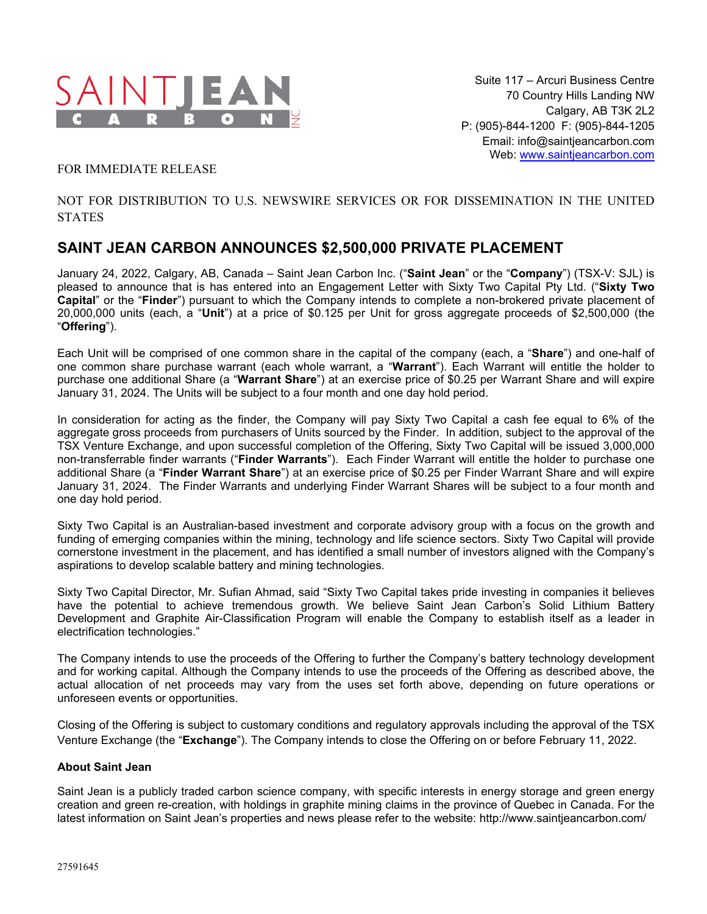SAINT JEAN CARBON INC

Suite 117 – Arcuri Business Centre
70 Country Hills Landing NW
Calgary, AB T3K 2L2
P: (905)-844-1200 F: (905)-844-1205
Email: info@saintjeancarbon.com
Web: www.saintjeancarbon.com

FOR IMMEDIATE RELEASE

NOT FOR DISTRIBUTION TO U.S. NEWSWIRE SERVICES OR FOR DISSEMINATION IN THE UNITED STATES

# SAINT JEAN CARBON ANNOUNCES $2,500,000 PRIVATE PLACEMENT

January 24, 2022, Calgary, AB, Canada – Saint Jean Carbon Inc. ("**Saint Jean**" or the "**Company**") (TSX-V: SJL) is pleased to announce that is has entered into an Engagement Letter with Sixty Two Capital Pty Ltd. ("**Sixty Two Capital**" or the "**Finder**") pursuant to which the Company intends to complete a non-brokered private placement of 20,000,000 units (each, a "**Unit**") at a price of $0.125 per Unit for gross aggregate proceeds of $2,500,000 (the "**Offering**").

Each Unit will be comprised of one common share in the capital of the company (each, a "**Share**") and one-half of one common share purchase warrant (each whole warrant, a "**Warrant**"). Each Warrant will entitle the holder to purchase one additional Share (a "**Warrant Share**") at an exercise price of $0.25 per Warrant Share and will expire January 31, 2024. The Units will be subject to a four month and one day hold period.

In consideration for acting as the finder, the Company will pay Sixty Two Capital a cash fee equal to 6% of the aggregate gross proceeds from purchasers of Units sourced by the Finder. In addition, subject to the approval of the TSX Venture Exchange, and upon successful completion of the Offering, Sixty Two Capital will be issued 3,000,000 non-transferrable finder warrants ("**Finder Warrants**"). Each Finder Warrant will entitle the holder to purchase one additional Share (a "**Finder Warrant Share**") at an exercise price of $0.25 per Finder Warrant Share and will expire January 31, 2024. The Finder Warrants and underlying Finder Warrant Shares will be subject to a four month and one day hold period.

Sixty Two Capital is an Australian-based investment and corporate advisory group with a focus on the growth and funding of emerging companies within the mining, technology and life science sectors. Sixty Two Capital will provide cornerstone investment in the placement, and has identified a small number of investors aligned with the Company's aspirations to develop scalable battery and mining technologies.

Sixty Two Capital Director, Mr. Sufian Ahmad, said "Sixty Two Capital takes pride investing in companies it believes have the potential to achieve tremendous growth. We believe Saint Jean Carbon's Solid Lithium Battery Development and Graphite Air-Classification Program will enable the Company to establish itself as a leader in electrification technologies."

The Company intends to use the proceeds of the Offering to further the Company's battery technology development and for working capital. Although the Company intends to use the proceeds of the Offering as described above, the actual allocation of net proceeds may vary from the uses set forth above, depending on future operations or unforeseen events or opportunities.

Closing of the Offering is subject to customary conditions and regulatory approvals including the approval of the TSX Venture Exchange (the "**Exchange**"). The Company intends to close the Offering on or before February 11, 2022.

**About Saint Jean**

Saint Jean is a publicly traded carbon science company, with specific interests in energy storage and green energy creation and green re-creation, with holdings in graphite mining claims in the province of Quebec in Canada. For the latest information on Saint Jean's properties and news please refer to the website: http://www.saintjeancarbon.com/

27591645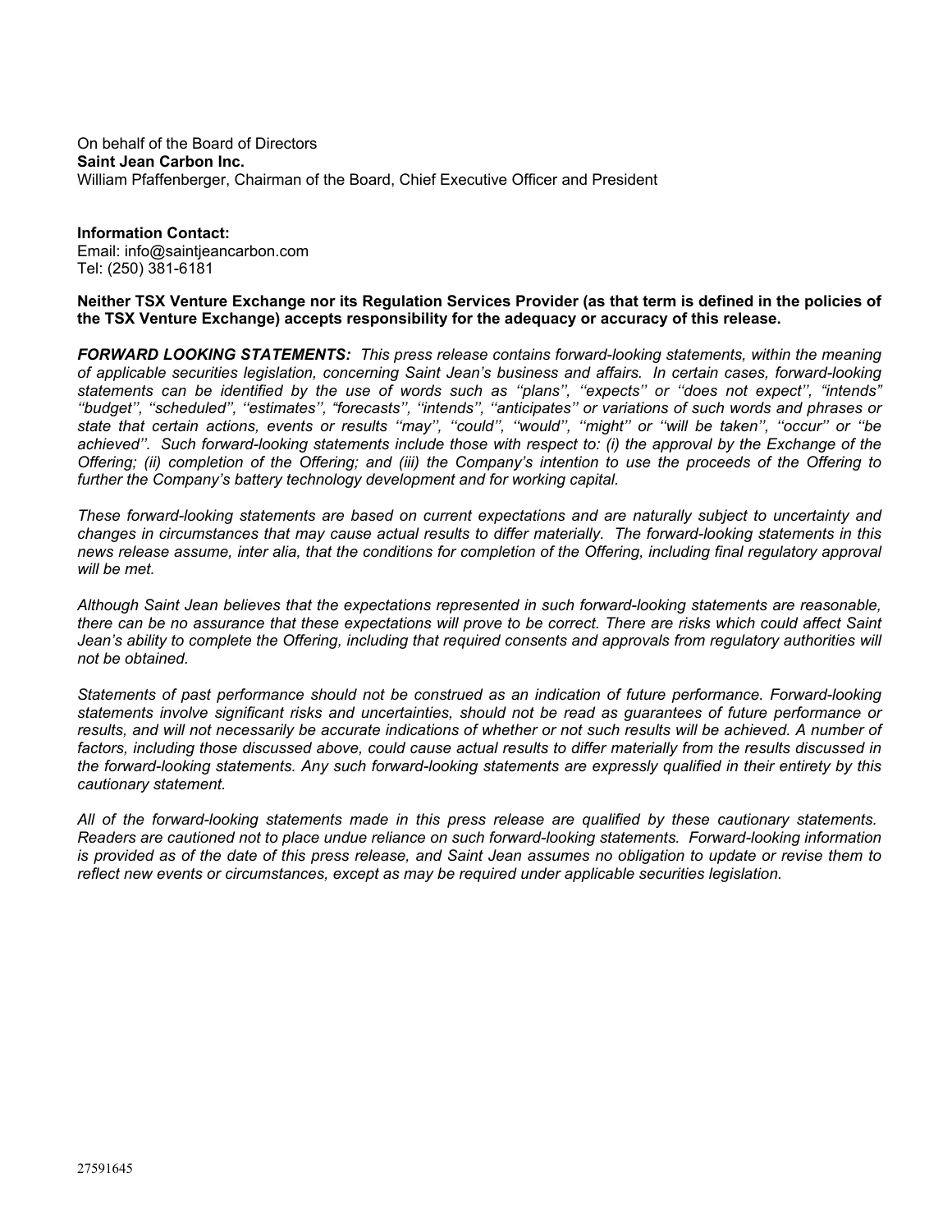On behalf of the Board of Directors
**Saint Jean Carbon Inc.**
William Pfaffenberger, Chairman of the Board, Chief Executive Officer and President

**Information Contact:**
Email: info@saintjeancarbon.com
Tel: (250) 381-6181

**Neither TSX Venture Exchange nor its Regulation Services Provider (as that term is defined in the policies of the TSX Venture Exchange) accepts responsibility for the adequacy or accuracy of this release.**

***FORWARD LOOKING STATEMENTS:*** *This press release contains forward-looking statements, within the meaning of applicable securities legislation, concerning Saint Jean's business and affairs. In certain cases, forward-looking statements can be identified by the use of words such as ''plans'', ''expects'' or ''does not expect'', "intends" ''budget'', ''scheduled'', ''estimates'', "forecasts'', ''intends'', ''anticipates'' or variations of such words and phrases or state that certain actions, events or results ''may'', ''could'', ''would'', ''might'' or ''will be taken'', ''occur'' or ''be achieved''. Such forward-looking statements include those with respect to: (i) the approval by the Exchange of the Offering; (ii) completion of the Offering; and (iii) the Company's intention to use the proceeds of the Offering to further the Company's battery technology development and for working capital.*

*These forward-looking statements are based on current expectations and are naturally subject to uncertainty and changes in circumstances that may cause actual results to differ materially. The forward-looking statements in this news release assume, inter alia, that the conditions for completion of the Offering, including final regulatory approval will be met.*

*Although Saint Jean believes that the expectations represented in such forward-looking statements are reasonable, there can be no assurance that these expectations will prove to be correct. There are risks which could affect Saint Jean's ability to complete the Offering, including that required consents and approvals from regulatory authorities will not be obtained.*

*Statements of past performance should not be construed as an indication of future performance. Forward-looking statements involve significant risks and uncertainties, should not be read as guarantees of future performance or results, and will not necessarily be accurate indications of whether or not such results will be achieved. A number of factors, including those discussed above, could cause actual results to differ materially from the results discussed in the forward-looking statements. Any such forward-looking statements are expressly qualified in their entirety by this cautionary statement.*

*All of the forward-looking statements made in this press release are qualified by these cautionary statements. Readers are cautioned not to place undue reliance on such forward-looking statements. Forward-looking information is provided as of the date of this press release, and Saint Jean assumes no obligation to update or revise them to reflect new events or circumstances, except as may be required under applicable securities legislation.*

27591645